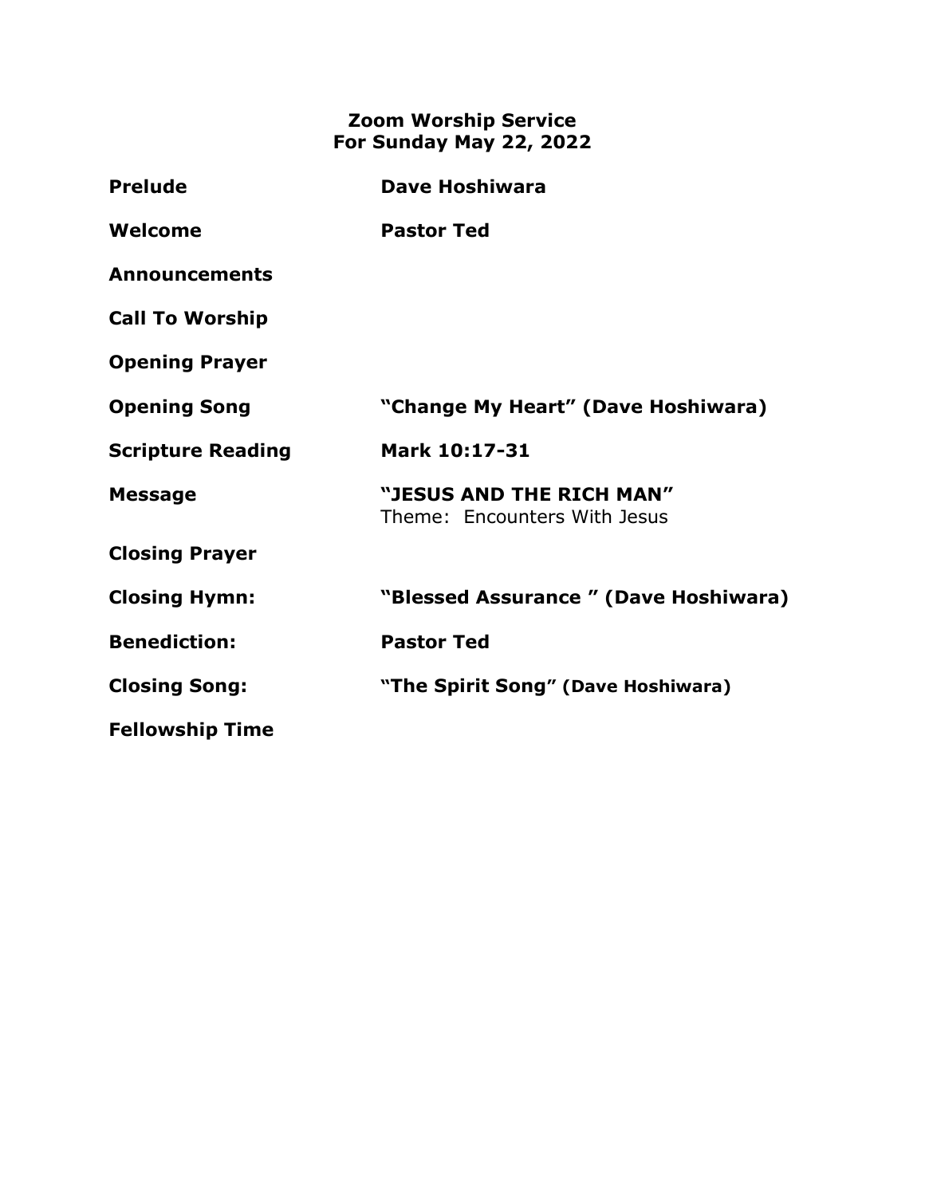# Zoom Worship Service
## For Sunday May 22, 2022

| | |
|---|---|
| **Prelude** | **Dave Hoshiwara** |
| **Welcome** | **Pastor Ted** |
| **Announcements** | |
| **Call To Worship** | |
| **Opening Prayer** | |
| **Opening Song** | **"Change My Heart" (Dave Hoshiwara)** |
| **Scripture Reading** | **Mark 10:17-31** |
| **Message** | **"JESUS AND THE RICH MAN"** Theme: Encounters With Jesus |
| **Closing Prayer** | |
| **Closing Hymn:** | **"Blessed Assurance " (Dave Hoshiwara)** |
| **Benediction:** | **Pastor Ted** |
| **Closing Song:** | **"The Spirit Song" (Dave Hoshiwara)** |
| **Fellowship Time** | |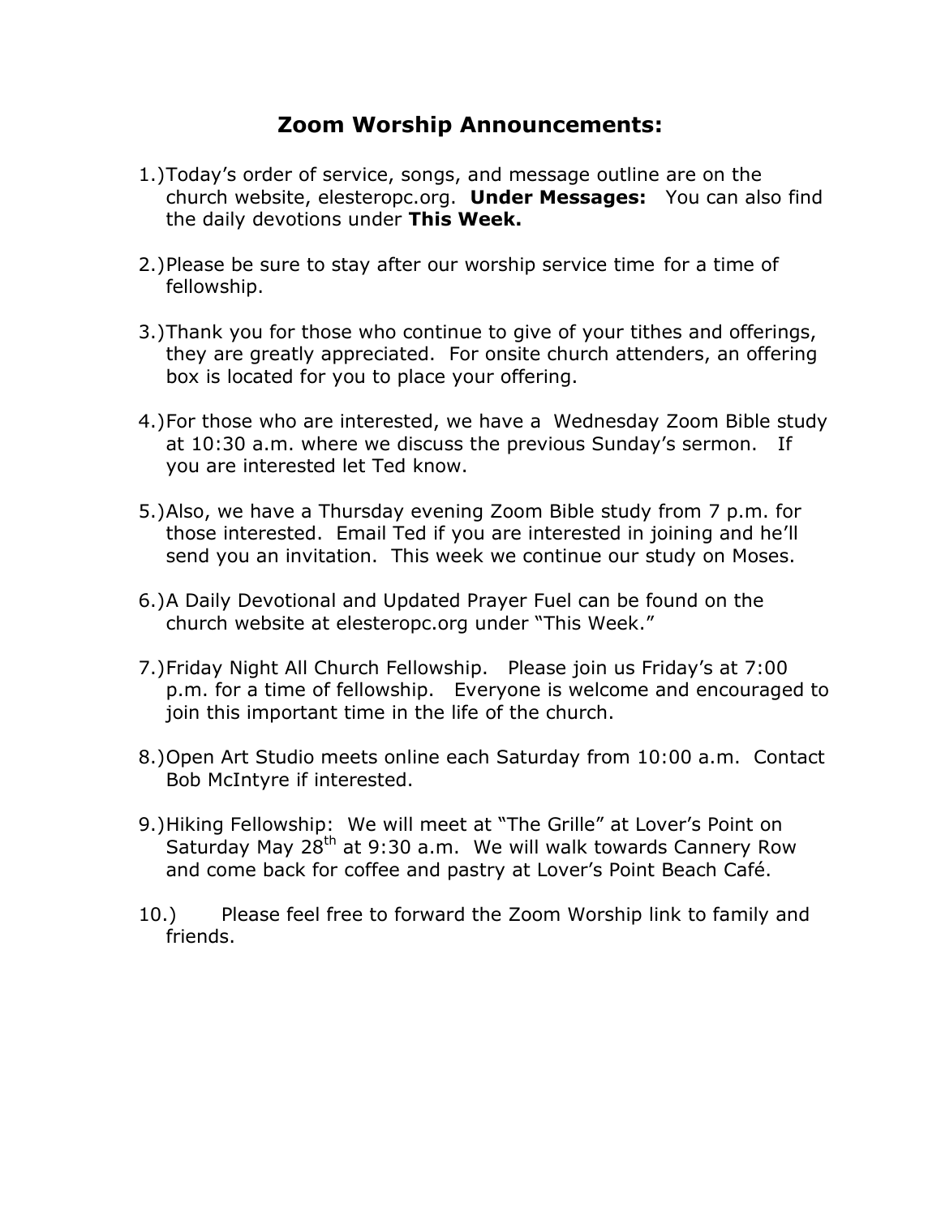## Zoom Worship Announcements:

1.) Today's order of service, songs, and message outline are on the church website, elesteropc.org. **Under Messages:** You can also find the daily devotions under **This Week.**

2.) Please be sure to stay after our worship service time for a time of fellowship.

3.) Thank you for those who continue to give of your tithes and offerings, they are greatly appreciated. For onsite church attenders, an offering box is located for you to place your offering.

4.) For those who are interested, we have a Wednesday Zoom Bible study at 10:30 a.m. where we discuss the previous Sunday's sermon. If you are interested let Ted know.

5.) Also, we have a Thursday evening Zoom Bible study from 7 p.m. for those interested. Email Ted if you are interested in joining and he'll send you an invitation. This week we continue our study on Moses.

6.) A Daily Devotional and Updated Prayer Fuel can be found on the church website at elesteropc.org under "This Week."

7.) Friday Night All Church Fellowship. Please join us Friday's at 7:00 p.m. for a time of fellowship. Everyone is welcome and encouraged to join this important time in the life of the church.

8.) Open Art Studio meets online each Saturday from 10:00 a.m. Contact Bob McIntyre if interested.

9.) Hiking Fellowship: We will meet at "The Grille" at Lover's Point on Saturday May 28th at 9:30 a.m. We will walk towards Cannery Row and come back for coffee and pastry at Lover's Point Beach Café.

10.) Please feel free to forward the Zoom Worship link to family and friends.